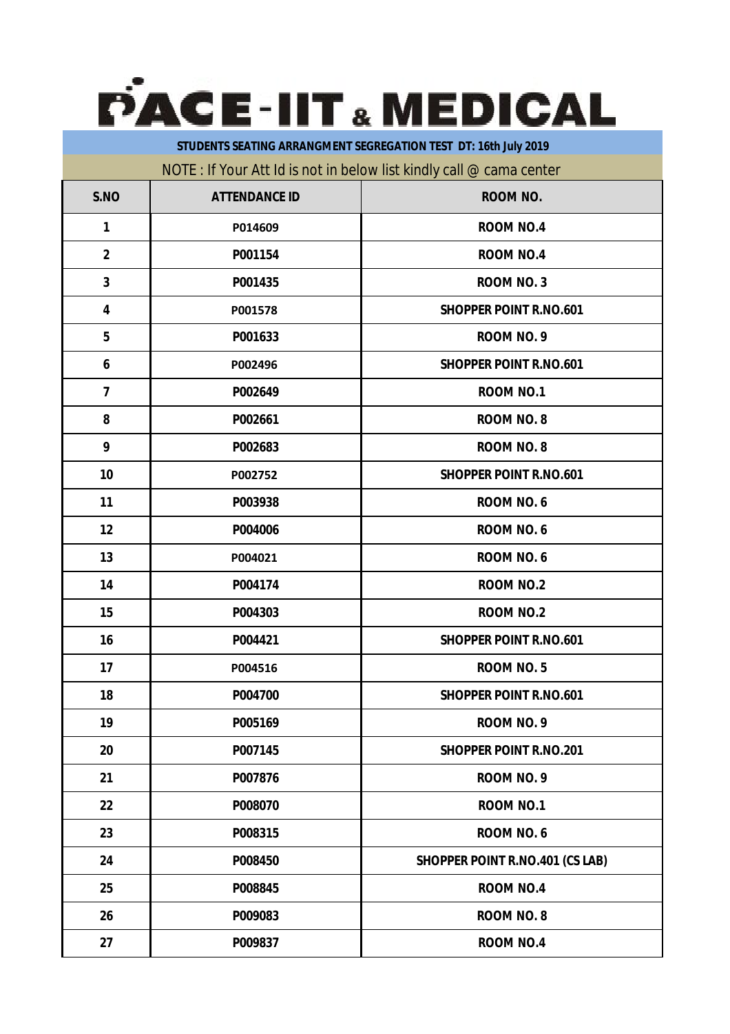# PACE-IIT & MEDICAL

**STUDENTS SEATING ARRANGMENT SEGREGATION TEST DT: 16th July 2019**

NOTE : If Your Att Id is not in below list kindly call @ cama center

| S.NO | ATTENDANCE ID | ROOM NO. |
|---|---|---|
| 1 | P014609 | ROOM NO.4 |
| 2 | P001154 | ROOM NO.4 |
| 3 | P001435 | ROOM NO. 3 |
| 4 | P001578 | SHOPPER POINT R.NO.601 |
| 5 | P001633 | ROOM NO. 9 |
| 6 | P002496 | SHOPPER POINT R.NO.601 |
| 7 | P002649 | ROOM NO.1 |
| 8 | P002661 | ROOM NO. 8 |
| 9 | P002683 | ROOM NO. 8 |
| 10 | P002752 | SHOPPER POINT R.NO.601 |
| 11 | P003938 | ROOM NO. 6 |
| 12 | P004006 | ROOM NO. 6 |
| 13 | P004021 | ROOM NO. 6 |
| 14 | P004174 | ROOM NO.2 |
| 15 | P004303 | ROOM NO.2 |
| 16 | P004421 | SHOPPER POINT R.NO.601 |
| 17 | P004516 | ROOM NO. 5 |
| 18 | P004700 | SHOPPER POINT R.NO.601 |
| 19 | P005169 | ROOM NO. 9 |
| 20 | P007145 | SHOPPER POINT R.NO.201 |
| 21 | P007876 | ROOM NO. 9 |
| 22 | P008070 | ROOM NO.1 |
| 23 | P008315 | ROOM NO. 6 |
| 24 | P008450 | SHOPPER POINT R.NO.401 (CS LAB) |
| 25 | P008845 | ROOM NO.4 |
| 26 | P009083 | ROOM NO. 8 |
| 27 | P009837 | ROOM NO.4 |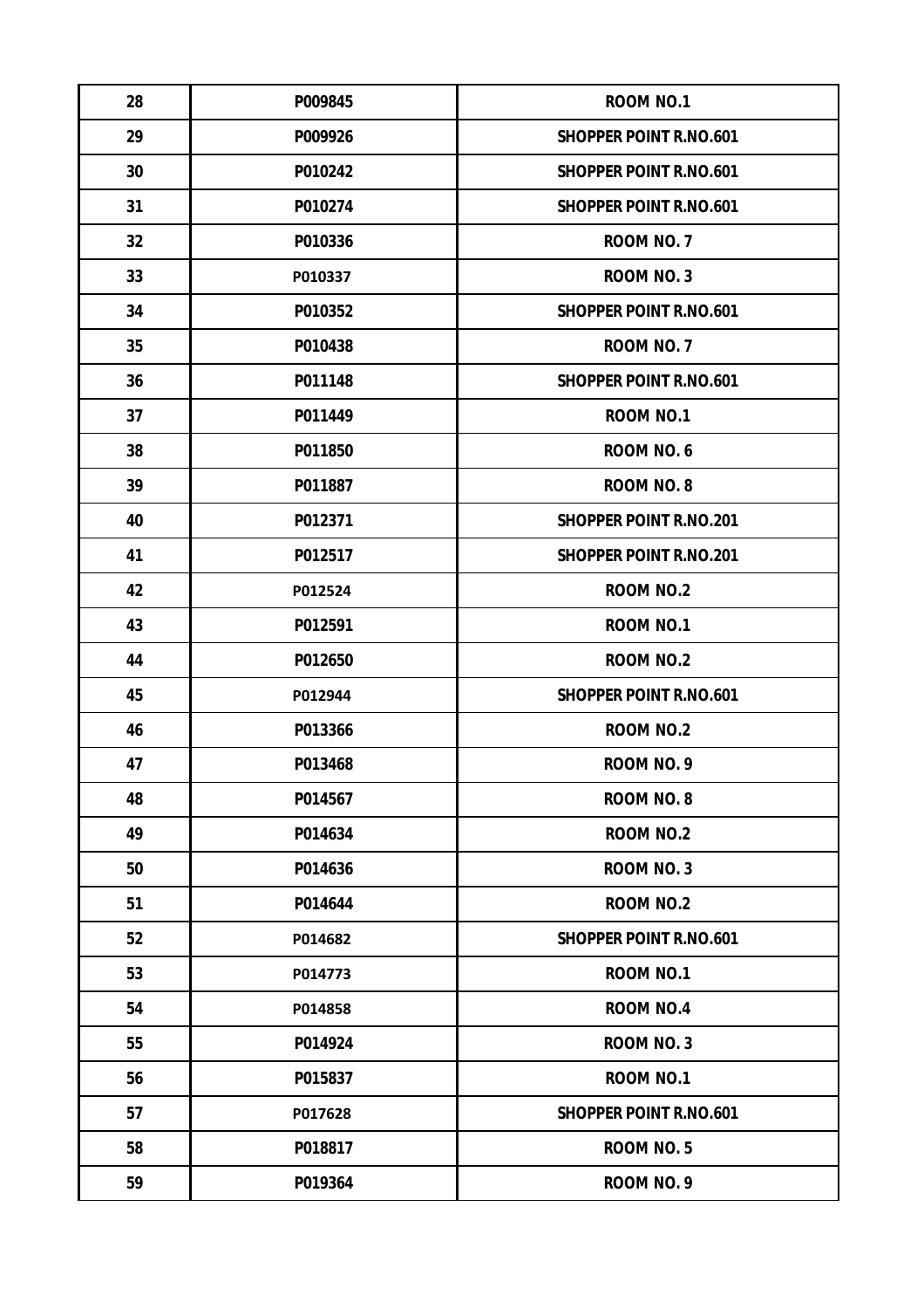| 28 | P009845 | ROOM NO.1 |
|---|---|---|
| 29 | P009926 | SHOPPER POINT R.NO.601 |
| 30 | P010242 | SHOPPER POINT R.NO.601 |
| 31 | P010274 | SHOPPER POINT R.NO.601 |
| 32 | P010336 | ROOM NO. 7 |
| 33 | P010337 | ROOM NO. 3 |
| 34 | P010352 | SHOPPER POINT R.NO.601 |
| 35 | P010438 | ROOM NO. 7 |
| 36 | P011148 | SHOPPER POINT R.NO.601 |
| 37 | P011449 | ROOM NO.1 |
| 38 | P011850 | ROOM NO. 6 |
| 39 | P011887 | ROOM NO. 8 |
| 40 | P012371 | SHOPPER POINT R.NO.201 |
| 41 | P012517 | SHOPPER POINT R.NO.201 |
| 42 | P012524 | ROOM NO.2 |
| 43 | P012591 | ROOM NO.1 |
| 44 | P012650 | ROOM NO.2 |
| 45 | P012944 | SHOPPER POINT R.NO.601 |
| 46 | P013366 | ROOM NO.2 |
| 47 | P013468 | ROOM NO. 9 |
| 48 | P014567 | ROOM NO. 8 |
| 49 | P014634 | ROOM NO.2 |
| 50 | P014636 | ROOM NO. 3 |
| 51 | P014644 | ROOM NO.2 |
| 52 | P014682 | SHOPPER POINT R.NO.601 |
| 53 | P014773 | ROOM NO.1 |
| 54 | P014858 | ROOM NO.4 |
| 55 | P014924 | ROOM NO. 3 |
| 56 | P015837 | ROOM NO.1 |
| 57 | P017628 | SHOPPER POINT R.NO.601 |
| 58 | P018817 | ROOM NO. 5 |
| 59 | P019364 | ROOM NO. 9 |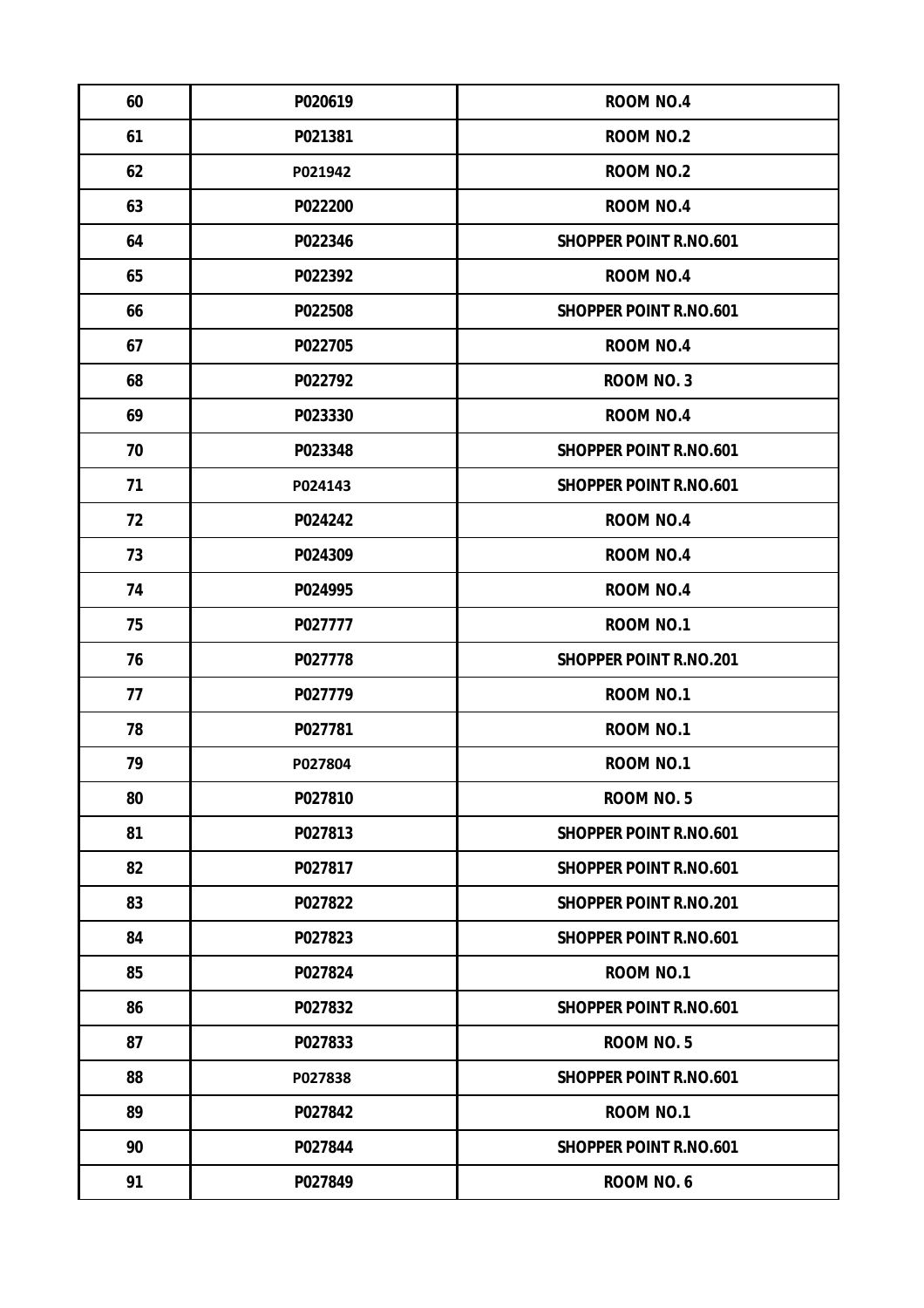| 60 | P020619 | ROOM NO.4 |
|---|---|---|
| 61 | P021381 | ROOM NO.2 |
| 62 | P021942 | ROOM NO.2 |
| 63 | P022200 | ROOM NO.4 |
| 64 | P022346 | SHOPPER POINT R.NO.601 |
| 65 | P022392 | ROOM NO.4 |
| 66 | P022508 | SHOPPER POINT R.NO.601 |
| 67 | P022705 | ROOM NO.4 |
| 68 | P022792 | ROOM NO. 3 |
| 69 | P023330 | ROOM NO.4 |
| 70 | P023348 | SHOPPER POINT R.NO.601 |
| 71 | P024143 | SHOPPER POINT R.NO.601 |
| 72 | P024242 | ROOM NO.4 |
| 73 | P024309 | ROOM NO.4 |
| 74 | P024995 | ROOM NO.4 |
| 75 | P027777 | ROOM NO.1 |
| 76 | P027778 | SHOPPER POINT R.NO.201 |
| 77 | P027779 | ROOM NO.1 |
| 78 | P027781 | ROOM NO.1 |
| 79 | P027804 | ROOM NO.1 |
| 80 | P027810 | ROOM NO. 5 |
| 81 | P027813 | SHOPPER POINT R.NO.601 |
| 82 | P027817 | SHOPPER POINT R.NO.601 |
| 83 | P027822 | SHOPPER POINT R.NO.201 |
| 84 | P027823 | SHOPPER POINT R.NO.601 |
| 85 | P027824 | ROOM NO.1 |
| 86 | P027832 | SHOPPER POINT R.NO.601 |
| 87 | P027833 | ROOM NO. 5 |
| 88 | P027838 | SHOPPER POINT R.NO.601 |
| 89 | P027842 | ROOM NO.1 |
| 90 | P027844 | SHOPPER POINT R.NO.601 |
| 91 | P027849 | ROOM NO. 6 |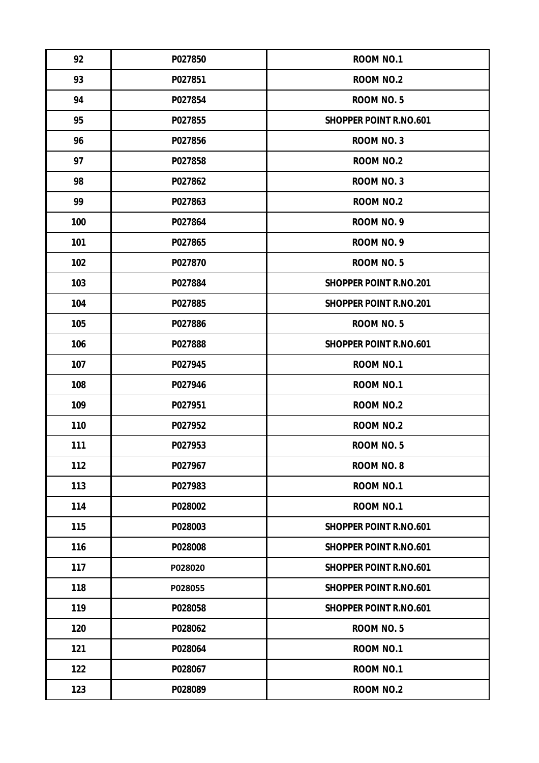| 92 | P027850 | ROOM NO.1 |
|---|---|---|
| 93 | P027851 | ROOM NO.2 |
| 94 | P027854 | ROOM NO. 5 |
| 95 | P027855 | SHOPPER POINT R.NO.601 |
| 96 | P027856 | ROOM NO. 3 |
| 97 | P027858 | ROOM NO.2 |
| 98 | P027862 | ROOM NO. 3 |
| 99 | P027863 | ROOM NO.2 |
| 100 | P027864 | ROOM NO. 9 |
| 101 | P027865 | ROOM NO. 9 |
| 102 | P027870 | ROOM NO. 5 |
| 103 | P027884 | SHOPPER POINT R.NO.201 |
| 104 | P027885 | SHOPPER POINT R.NO.201 |
| 105 | P027886 | ROOM NO. 5 |
| 106 | P027888 | SHOPPER POINT R.NO.601 |
| 107 | P027945 | ROOM NO.1 |
| 108 | P027946 | ROOM NO.1 |
| 109 | P027951 | ROOM NO.2 |
| 110 | P027952 | ROOM NO.2 |
| 111 | P027953 | ROOM NO. 5 |
| 112 | P027967 | ROOM NO. 8 |
| 113 | P027983 | ROOM NO.1 |
| 114 | P028002 | ROOM NO.1 |
| 115 | P028003 | SHOPPER POINT R.NO.601 |
| 116 | P028008 | SHOPPER POINT R.NO.601 |
| 117 | P028020 | SHOPPER POINT R.NO.601 |
| 118 | P028055 | SHOPPER POINT R.NO.601 |
| 119 | P028058 | SHOPPER POINT R.NO.601 |
| 120 | P028062 | ROOM NO. 5 |
| 121 | P028064 | ROOM NO.1 |
| 122 | P028067 | ROOM NO.1 |
| 123 | P028089 | ROOM NO.2 |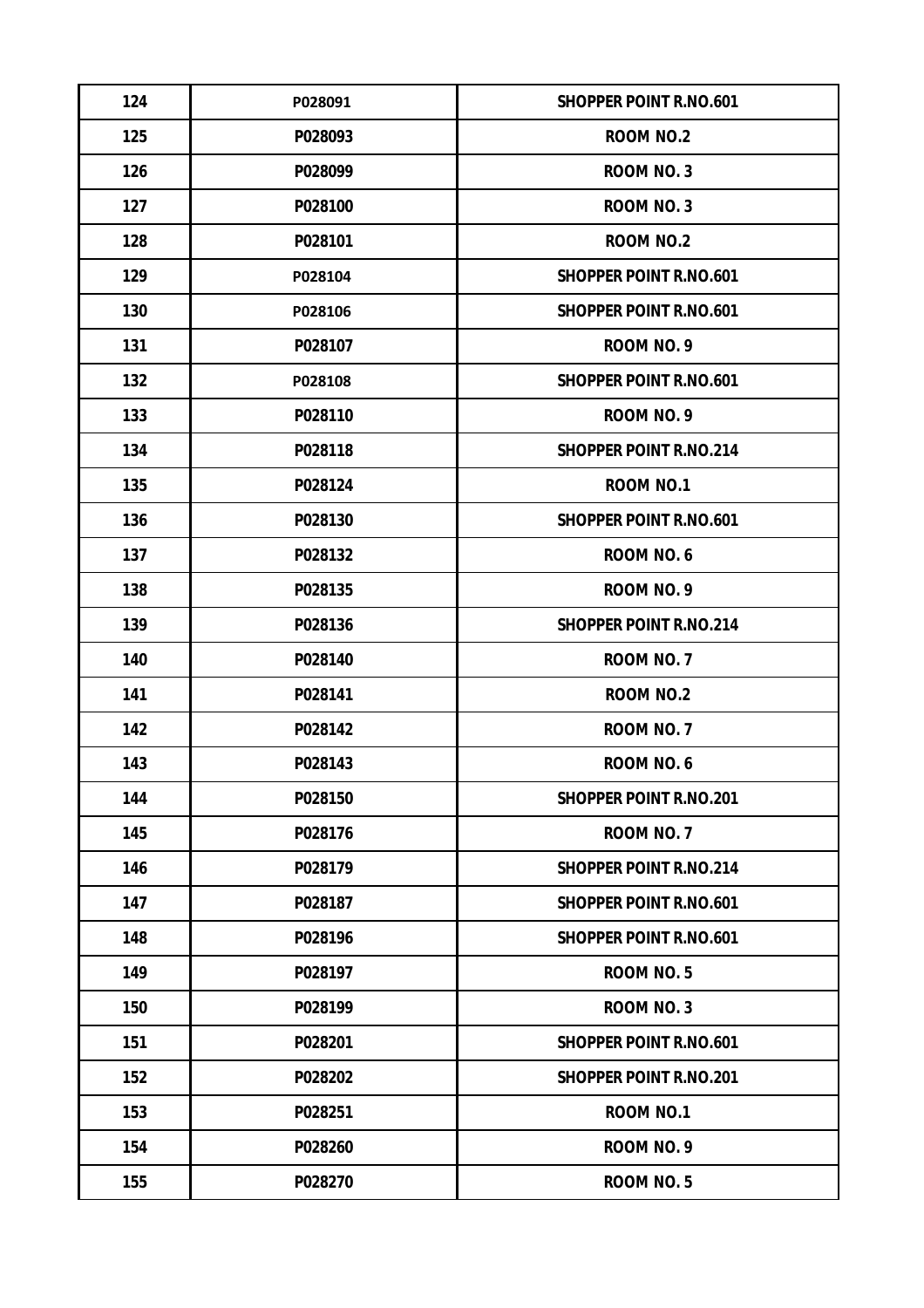| 124 | P028091 | SHOPPER POINT R.NO.601 |
|---|---|---|
| 125 | P028093 | ROOM NO.2 |
| 126 | P028099 | ROOM NO. 3 |
| 127 | P028100 | ROOM NO. 3 |
| 128 | P028101 | ROOM NO.2 |
| 129 | P028104 | SHOPPER POINT R.NO.601 |
| 130 | P028106 | SHOPPER POINT R.NO.601 |
| 131 | P028107 | ROOM NO. 9 |
| 132 | P028108 | SHOPPER POINT R.NO.601 |
| 133 | P028110 | ROOM NO. 9 |
| 134 | P028118 | SHOPPER POINT R.NO.214 |
| 135 | P028124 | ROOM NO.1 |
| 136 | P028130 | SHOPPER POINT R.NO.601 |
| 137 | P028132 | ROOM NO. 6 |
| 138 | P028135 | ROOM NO. 9 |
| 139 | P028136 | SHOPPER POINT R.NO.214 |
| 140 | P028140 | ROOM NO. 7 |
| 141 | P028141 | ROOM NO.2 |
| 142 | P028142 | ROOM NO. 7 |
| 143 | P028143 | ROOM NO. 6 |
| 144 | P028150 | SHOPPER POINT R.NO.201 |
| 145 | P028176 | ROOM NO. 7 |
| 146 | P028179 | SHOPPER POINT R.NO.214 |
| 147 | P028187 | SHOPPER POINT R.NO.601 |
| 148 | P028196 | SHOPPER POINT R.NO.601 |
| 149 | P028197 | ROOM NO. 5 |
| 150 | P028199 | ROOM NO. 3 |
| 151 | P028201 | SHOPPER POINT R.NO.601 |
| 152 | P028202 | SHOPPER POINT R.NO.201 |
| 153 | P028251 | ROOM NO.1 |
| 154 | P028260 | ROOM NO. 9 |
| 155 | P028270 | ROOM NO. 5 |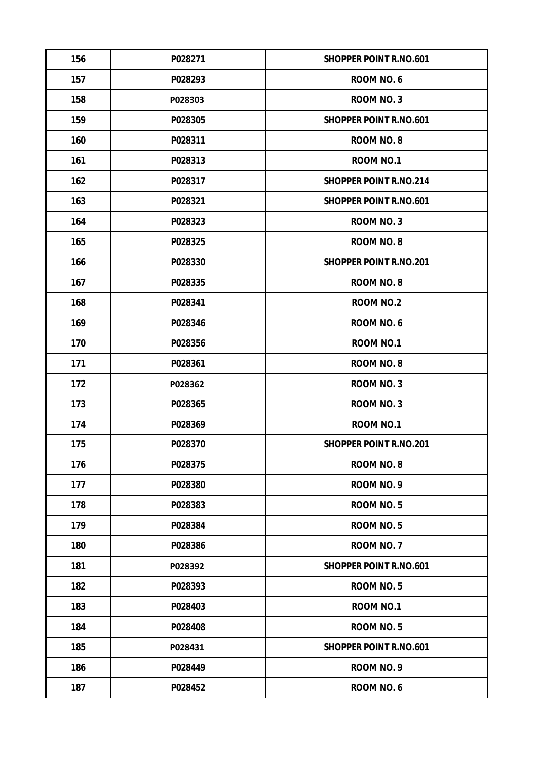| 156 | P028271 | SHOPPER POINT R.NO.601 |
|---|---|---|
| 157 | P028293 | ROOM NO. 6 |
| 158 | P028303 | ROOM NO. 3 |
| 159 | P028305 | SHOPPER POINT R.NO.601 |
| 160 | P028311 | ROOM NO. 8 |
| 161 | P028313 | ROOM NO.1 |
| 162 | P028317 | SHOPPER POINT R.NO.214 |
| 163 | P028321 | SHOPPER POINT R.NO.601 |
| 164 | P028323 | ROOM NO. 3 |
| 165 | P028325 | ROOM NO. 8 |
| 166 | P028330 | SHOPPER POINT R.NO.201 |
| 167 | P028335 | ROOM NO. 8 |
| 168 | P028341 | ROOM NO.2 |
| 169 | P028346 | ROOM NO. 6 |
| 170 | P028356 | ROOM NO.1 |
| 171 | P028361 | ROOM NO. 8 |
| 172 | P028362 | ROOM NO. 3 |
| 173 | P028365 | ROOM NO. 3 |
| 174 | P028369 | ROOM NO.1 |
| 175 | P028370 | SHOPPER POINT R.NO.201 |
| 176 | P028375 | ROOM NO. 8 |
| 177 | P028380 | ROOM NO. 9 |
| 178 | P028383 | ROOM NO. 5 |
| 179 | P028384 | ROOM NO. 5 |
| 180 | P028386 | ROOM NO. 7 |
| 181 | P028392 | SHOPPER POINT R.NO.601 |
| 182 | P028393 | ROOM NO. 5 |
| 183 | P028403 | ROOM NO.1 |
| 184 | P028408 | ROOM NO. 5 |
| 185 | P028431 | SHOPPER POINT R.NO.601 |
| 186 | P028449 | ROOM NO. 9 |
| 187 | P028452 | ROOM NO. 6 |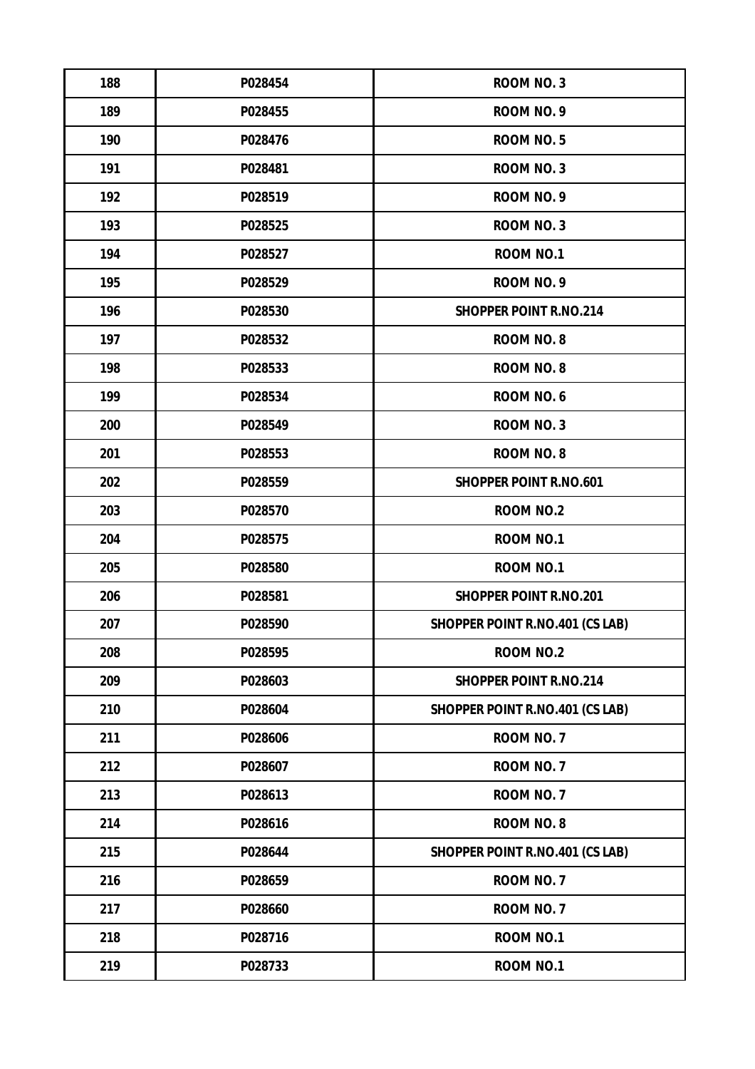| 188 | P028454 | ROOM NO. 3 |
|---|---|---|
| 189 | P028455 | ROOM NO. 9 |
| 190 | P028476 | ROOM NO. 5 |
| 191 | P028481 | ROOM NO. 3 |
| 192 | P028519 | ROOM NO. 9 |
| 193 | P028525 | ROOM NO. 3 |
| 194 | P028527 | ROOM NO.1 |
| 195 | P028529 | ROOM NO. 9 |
| 196 | P028530 | SHOPPER POINT R.NO.214 |
| 197 | P028532 | ROOM NO. 8 |
| 198 | P028533 | ROOM NO. 8 |
| 199 | P028534 | ROOM NO. 6 |
| 200 | P028549 | ROOM NO. 3 |
| 201 | P028553 | ROOM NO. 8 |
| 202 | P028559 | SHOPPER POINT R.NO.601 |
| 203 | P028570 | ROOM NO.2 |
| 204 | P028575 | ROOM NO.1 |
| 205 | P028580 | ROOM NO.1 |
| 206 | P028581 | SHOPPER POINT R.NO.201 |
| 207 | P028590 | SHOPPER POINT R.NO.401 (CS LAB) |
| 208 | P028595 | ROOM NO.2 |
| 209 | P028603 | SHOPPER POINT R.NO.214 |
| 210 | P028604 | SHOPPER POINT R.NO.401 (CS LAB) |
| 211 | P028606 | ROOM NO. 7 |
| 212 | P028607 | ROOM NO. 7 |
| 213 | P028613 | ROOM NO. 7 |
| 214 | P028616 | ROOM NO. 8 |
| 215 | P028644 | SHOPPER POINT R.NO.401 (CS LAB) |
| 216 | P028659 | ROOM NO. 7 |
| 217 | P028660 | ROOM NO. 7 |
| 218 | P028716 | ROOM NO.1 |
| 219 | P028733 | ROOM NO.1 |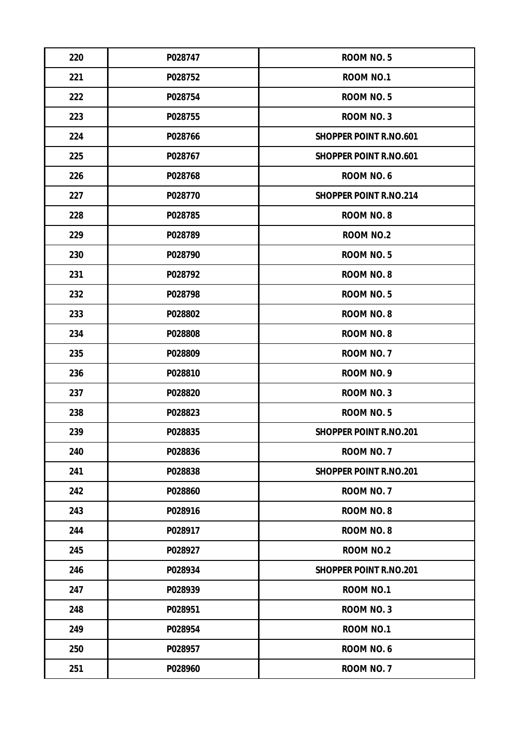| 220 | P028747 | ROOM NO. 5 |
|---|---|---|
| 221 | P028752 | ROOM NO.1 |
| 222 | P028754 | ROOM NO. 5 |
| 223 | P028755 | ROOM NO. 3 |
| 224 | P028766 | SHOPPER POINT R.NO.601 |
| 225 | P028767 | SHOPPER POINT R.NO.601 |
| 226 | P028768 | ROOM NO. 6 |
| 227 | P028770 | SHOPPER POINT R.NO.214 |
| 228 | P028785 | ROOM NO. 8 |
| 229 | P028789 | ROOM NO.2 |
| 230 | P028790 | ROOM NO. 5 |
| 231 | P028792 | ROOM NO. 8 |
| 232 | P028798 | ROOM NO. 5 |
| 233 | P028802 | ROOM NO. 8 |
| 234 | P028808 | ROOM NO. 8 |
| 235 | P028809 | ROOM NO. 7 |
| 236 | P028810 | ROOM NO. 9 |
| 237 | P028820 | ROOM NO. 3 |
| 238 | P028823 | ROOM NO. 5 |
| 239 | P028835 | SHOPPER POINT R.NO.201 |
| 240 | P028836 | ROOM NO. 7 |
| 241 | P028838 | SHOPPER POINT R.NO.201 |
| 242 | P028860 | ROOM NO. 7 |
| 243 | P028916 | ROOM NO. 8 |
| 244 | P028917 | ROOM NO. 8 |
| 245 | P028927 | ROOM NO.2 |
| 246 | P028934 | SHOPPER POINT R.NO.201 |
| 247 | P028939 | ROOM NO.1 |
| 248 | P028951 | ROOM NO. 3 |
| 249 | P028954 | ROOM NO.1 |
| 250 | P028957 | ROOM NO. 6 |
| 251 | P028960 | ROOM NO. 7 |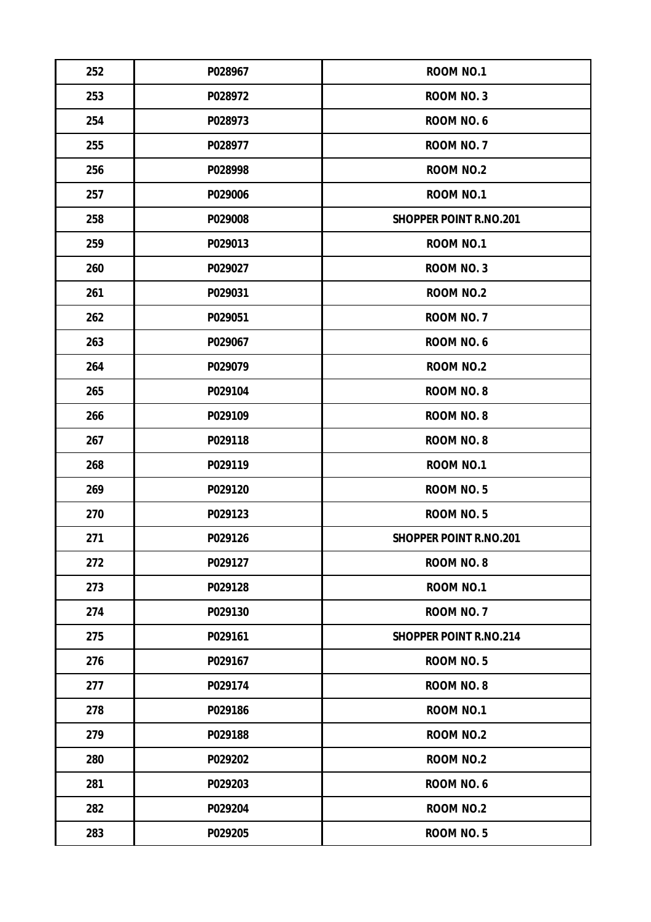| 252 | P028967 | ROOM NO.1 |
|---|---|---|
| 253 | P028972 | ROOM NO. 3 |
| 254 | P028973 | ROOM NO. 6 |
| 255 | P028977 | ROOM NO. 7 |
| 256 | P028998 | ROOM NO.2 |
| 257 | P029006 | ROOM NO.1 |
| 258 | P029008 | SHOPPER POINT R.NO.201 |
| 259 | P029013 | ROOM NO.1 |
| 260 | P029027 | ROOM NO. 3 |
| 261 | P029031 | ROOM NO.2 |
| 262 | P029051 | ROOM NO. 7 |
| 263 | P029067 | ROOM NO. 6 |
| 264 | P029079 | ROOM NO.2 |
| 265 | P029104 | ROOM NO. 8 |
| 266 | P029109 | ROOM NO. 8 |
| 267 | P029118 | ROOM NO. 8 |
| 268 | P029119 | ROOM NO.1 |
| 269 | P029120 | ROOM NO. 5 |
| 270 | P029123 | ROOM NO. 5 |
| 271 | P029126 | SHOPPER POINT R.NO.201 |
| 272 | P029127 | ROOM NO. 8 |
| 273 | P029128 | ROOM NO.1 |
| 274 | P029130 | ROOM NO. 7 |
| 275 | P029161 | SHOPPER POINT R.NO.214 |
| 276 | P029167 | ROOM NO. 5 |
| 277 | P029174 | ROOM NO. 8 |
| 278 | P029186 | ROOM NO.1 |
| 279 | P029188 | ROOM NO.2 |
| 280 | P029202 | ROOM NO.2 |
| 281 | P029203 | ROOM NO. 6 |
| 282 | P029204 | ROOM NO.2 |
| 283 | P029205 | ROOM NO. 5 |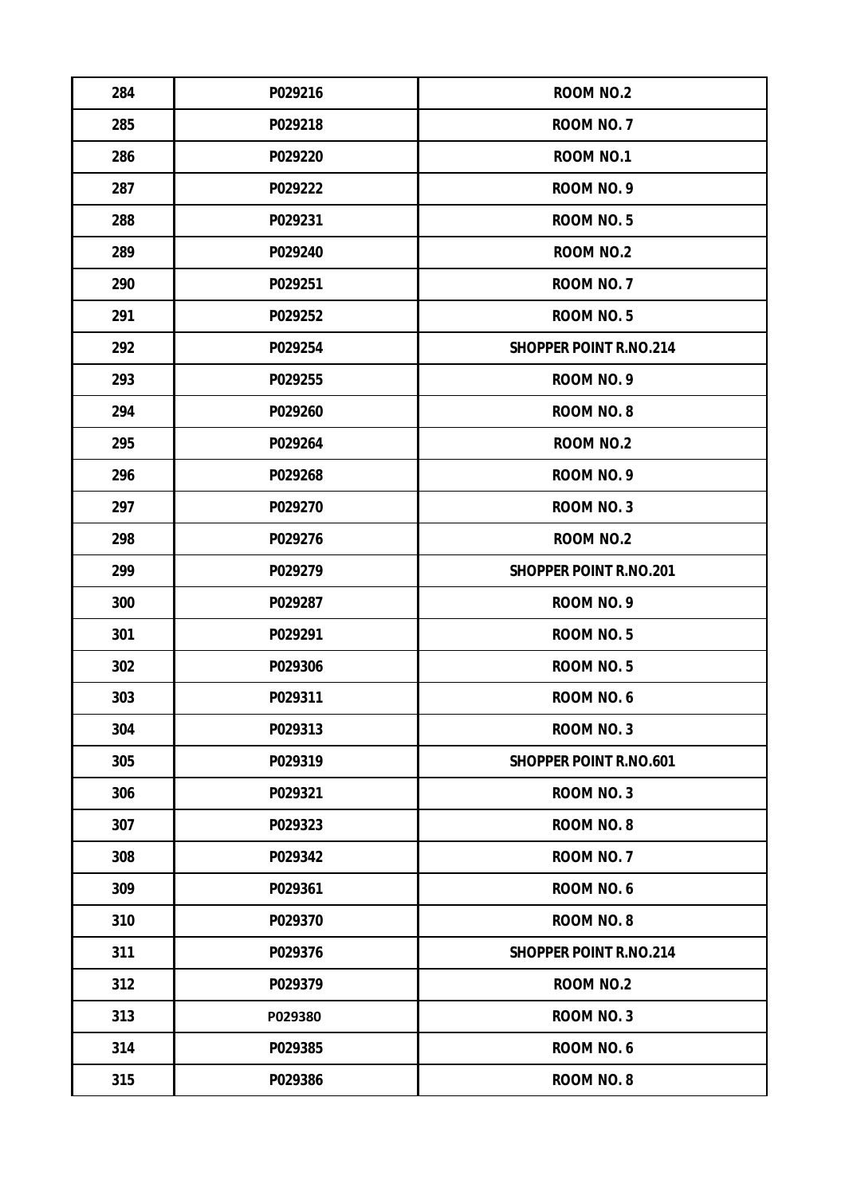| 284 | P029216 | ROOM NO.2 |
|---|---|---|
| 285 | P029218 | ROOM NO. 7 |
| 286 | P029220 | ROOM NO.1 |
| 287 | P029222 | ROOM NO. 9 |
| 288 | P029231 | ROOM NO. 5 |
| 289 | P029240 | ROOM NO.2 |
| 290 | P029251 | ROOM NO. 7 |
| 291 | P029252 | ROOM NO. 5 |
| 292 | P029254 | SHOPPER POINT R.NO.214 |
| 293 | P029255 | ROOM NO. 9 |
| 294 | P029260 | ROOM NO. 8 |
| 295 | P029264 | ROOM NO.2 |
| 296 | P029268 | ROOM NO. 9 |
| 297 | P029270 | ROOM NO. 3 |
| 298 | P029276 | ROOM NO.2 |
| 299 | P029279 | SHOPPER POINT R.NO.201 |
| 300 | P029287 | ROOM NO. 9 |
| 301 | P029291 | ROOM NO. 5 |
| 302 | P029306 | ROOM NO. 5 |
| 303 | P029311 | ROOM NO. 6 |
| 304 | P029313 | ROOM NO. 3 |
| 305 | P029319 | SHOPPER POINT R.NO.601 |
| 306 | P029321 | ROOM NO. 3 |
| 307 | P029323 | ROOM NO. 8 |
| 308 | P029342 | ROOM NO. 7 |
| 309 | P029361 | ROOM NO. 6 |
| 310 | P029370 | ROOM NO. 8 |
| 311 | P029376 | SHOPPER POINT R.NO.214 |
| 312 | P029379 | ROOM NO.2 |
| 313 | P029380 | ROOM NO. 3 |
| 314 | P029385 | ROOM NO. 6 |
| 315 | P029386 | ROOM NO. 8 |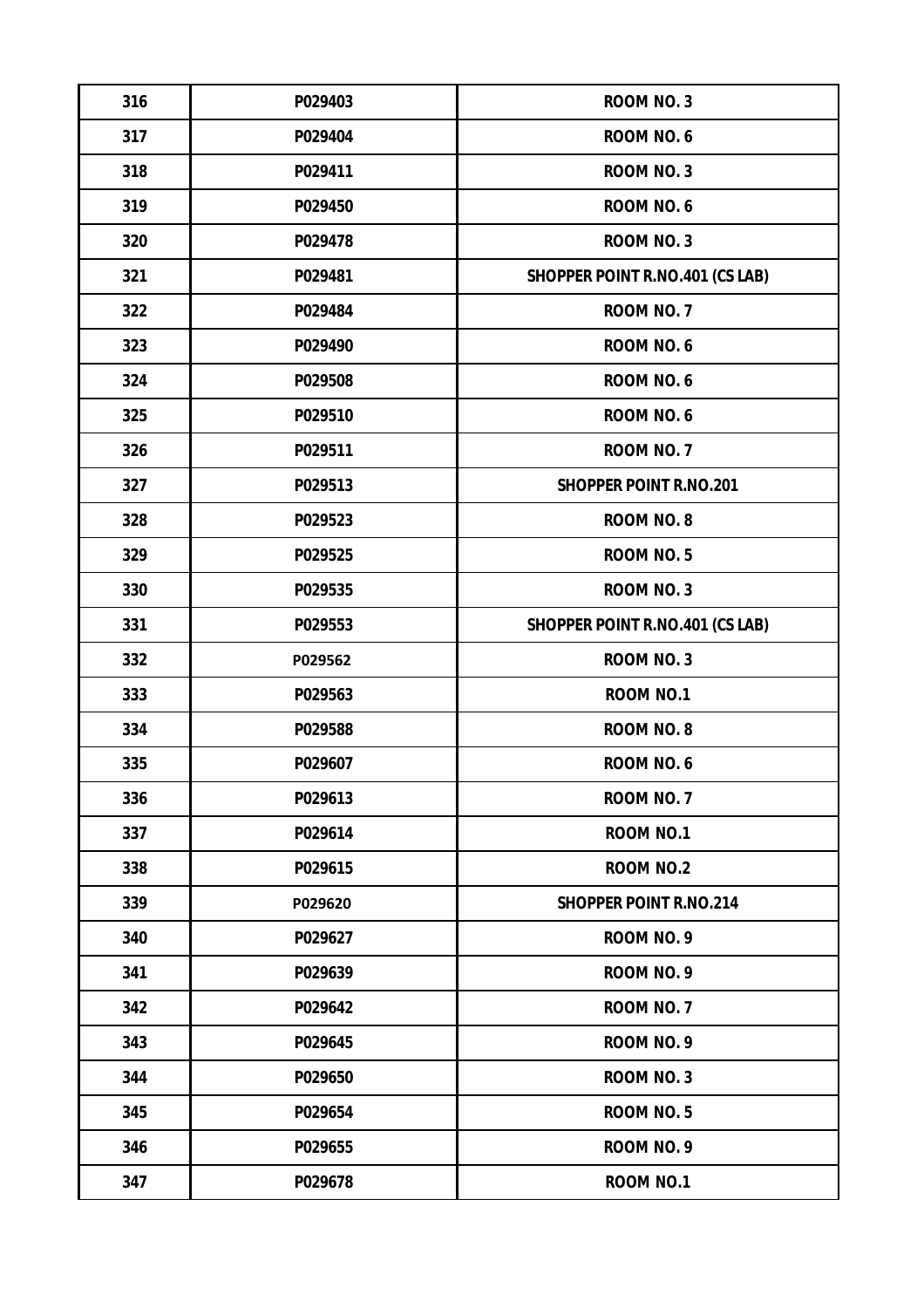| 316 | P029403 | ROOM NO. 3 |
|---|---|---|
| 317 | P029404 | ROOM NO. 6 |
| 318 | P029411 | ROOM NO. 3 |
| 319 | P029450 | ROOM NO. 6 |
| 320 | P029478 | ROOM NO. 3 |
| 321 | P029481 | SHOPPER POINT R.NO.401 (CS LAB) |
| 322 | P029484 | ROOM NO. 7 |
| 323 | P029490 | ROOM NO. 6 |
| 324 | P029508 | ROOM NO. 6 |
| 325 | P029510 | ROOM NO. 6 |
| 326 | P029511 | ROOM NO. 7 |
| 327 | P029513 | SHOPPER POINT R.NO.201 |
| 328 | P029523 | ROOM NO. 8 |
| 329 | P029525 | ROOM NO. 5 |
| 330 | P029535 | ROOM NO. 3 |
| 331 | P029553 | SHOPPER POINT R.NO.401 (CS LAB) |
| 332 | P029562 | ROOM NO. 3 |
| 333 | P029563 | ROOM NO.1 |
| 334 | P029588 | ROOM NO. 8 |
| 335 | P029607 | ROOM NO. 6 |
| 336 | P029613 | ROOM NO. 7 |
| 337 | P029614 | ROOM NO.1 |
| 338 | P029615 | ROOM NO.2 |
| 339 | P029620 | SHOPPER POINT R.NO.214 |
| 340 | P029627 | ROOM NO. 9 |
| 341 | P029639 | ROOM NO. 9 |
| 342 | P029642 | ROOM NO. 7 |
| 343 | P029645 | ROOM NO. 9 |
| 344 | P029650 | ROOM NO. 3 |
| 345 | P029654 | ROOM NO. 5 |
| 346 | P029655 | ROOM NO. 9 |
| 347 | P029678 | ROOM NO.1 |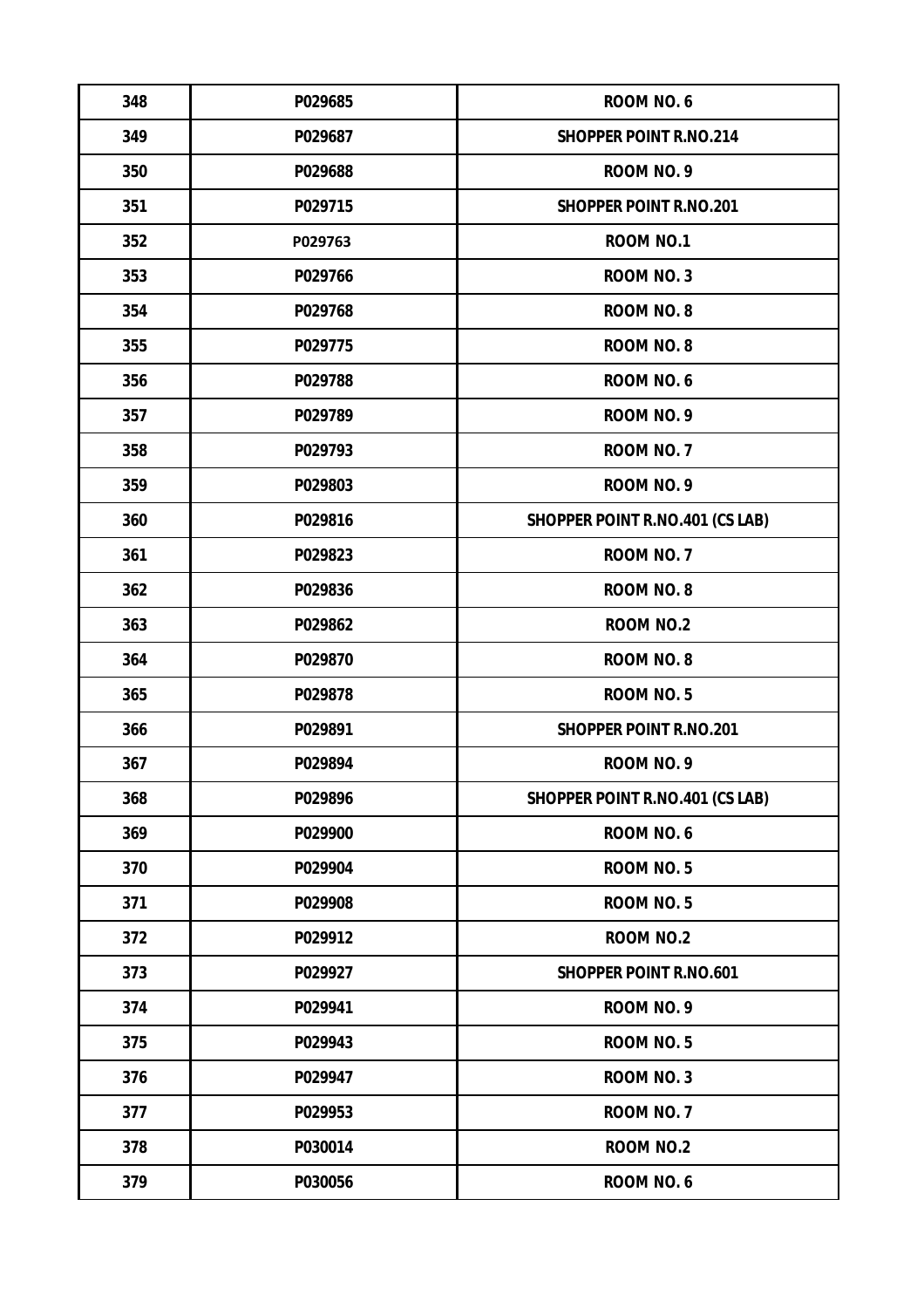| 348 | P029685 | ROOM NO. 6 |
|---|---|---|
| 349 | P029687 | SHOPPER POINT R.NO.214 |
| 350 | P029688 | ROOM NO. 9 |
| 351 | P029715 | SHOPPER POINT R.NO.201 |
| 352 | P029763 | ROOM NO.1 |
| 353 | P029766 | ROOM NO. 3 |
| 354 | P029768 | ROOM NO. 8 |
| 355 | P029775 | ROOM NO. 8 |
| 356 | P029788 | ROOM NO. 6 |
| 357 | P029789 | ROOM NO. 9 |
| 358 | P029793 | ROOM NO. 7 |
| 359 | P029803 | ROOM NO. 9 |
| 360 | P029816 | SHOPPER POINT R.NO.401 (CS LAB) |
| 361 | P029823 | ROOM NO. 7 |
| 362 | P029836 | ROOM NO. 8 |
| 363 | P029862 | ROOM NO.2 |
| 364 | P029870 | ROOM NO. 8 |
| 365 | P029878 | ROOM NO. 5 |
| 366 | P029891 | SHOPPER POINT R.NO.201 |
| 367 | P029894 | ROOM NO. 9 |
| 368 | P029896 | SHOPPER POINT R.NO.401 (CS LAB) |
| 369 | P029900 | ROOM NO. 6 |
| 370 | P029904 | ROOM NO. 5 |
| 371 | P029908 | ROOM NO. 5 |
| 372 | P029912 | ROOM NO.2 |
| 373 | P029927 | SHOPPER POINT R.NO.601 |
| 374 | P029941 | ROOM NO. 9 |
| 375 | P029943 | ROOM NO. 5 |
| 376 | P029947 | ROOM NO. 3 |
| 377 | P029953 | ROOM NO. 7 |
| 378 | P030014 | ROOM NO.2 |
| 379 | P030056 | ROOM NO. 6 |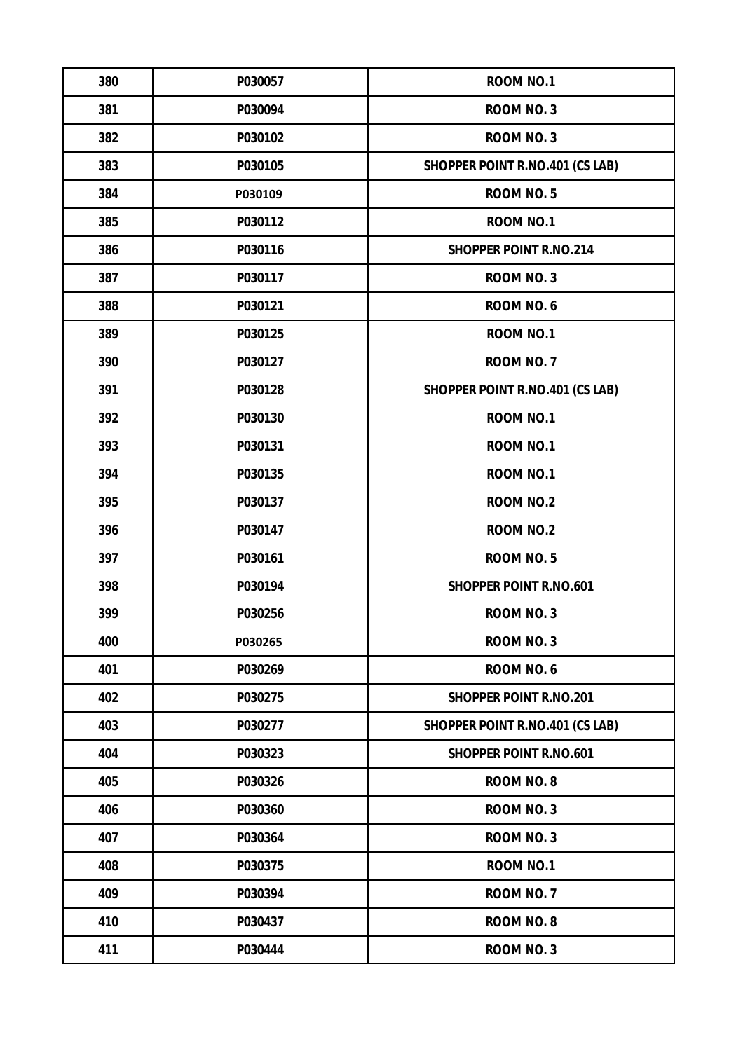| 380 | P030057 | ROOM NO.1 |
|---|---|---|
| 381 | P030094 | ROOM NO. 3 |
| 382 | P030102 | ROOM NO. 3 |
| 383 | P030105 | SHOPPER POINT R.NO.401 (CS LAB) |
| 384 | P030109 | ROOM NO. 5 |
| 385 | P030112 | ROOM NO.1 |
| 386 | P030116 | SHOPPER POINT R.NO.214 |
| 387 | P030117 | ROOM NO. 3 |
| 388 | P030121 | ROOM NO. 6 |
| 389 | P030125 | ROOM NO.1 |
| 390 | P030127 | ROOM NO. 7 |
| 391 | P030128 | SHOPPER POINT R.NO.401 (CS LAB) |
| 392 | P030130 | ROOM NO.1 |
| 393 | P030131 | ROOM NO.1 |
| 394 | P030135 | ROOM NO.1 |
| 395 | P030137 | ROOM NO.2 |
| 396 | P030147 | ROOM NO.2 |
| 397 | P030161 | ROOM NO. 5 |
| 398 | P030194 | SHOPPER POINT R.NO.601 |
| 399 | P030256 | ROOM NO. 3 |
| 400 | P030265 | ROOM NO. 3 |
| 401 | P030269 | ROOM NO. 6 |
| 402 | P030275 | SHOPPER POINT R.NO.201 |
| 403 | P030277 | SHOPPER POINT R.NO.401 (CS LAB) |
| 404 | P030323 | SHOPPER POINT R.NO.601 |
| 405 | P030326 | ROOM NO. 8 |
| 406 | P030360 | ROOM NO. 3 |
| 407 | P030364 | ROOM NO. 3 |
| 408 | P030375 | ROOM NO.1 |
| 409 | P030394 | ROOM NO. 7 |
| 410 | P030437 | ROOM NO. 8 |
| 411 | P030444 | ROOM NO. 3 |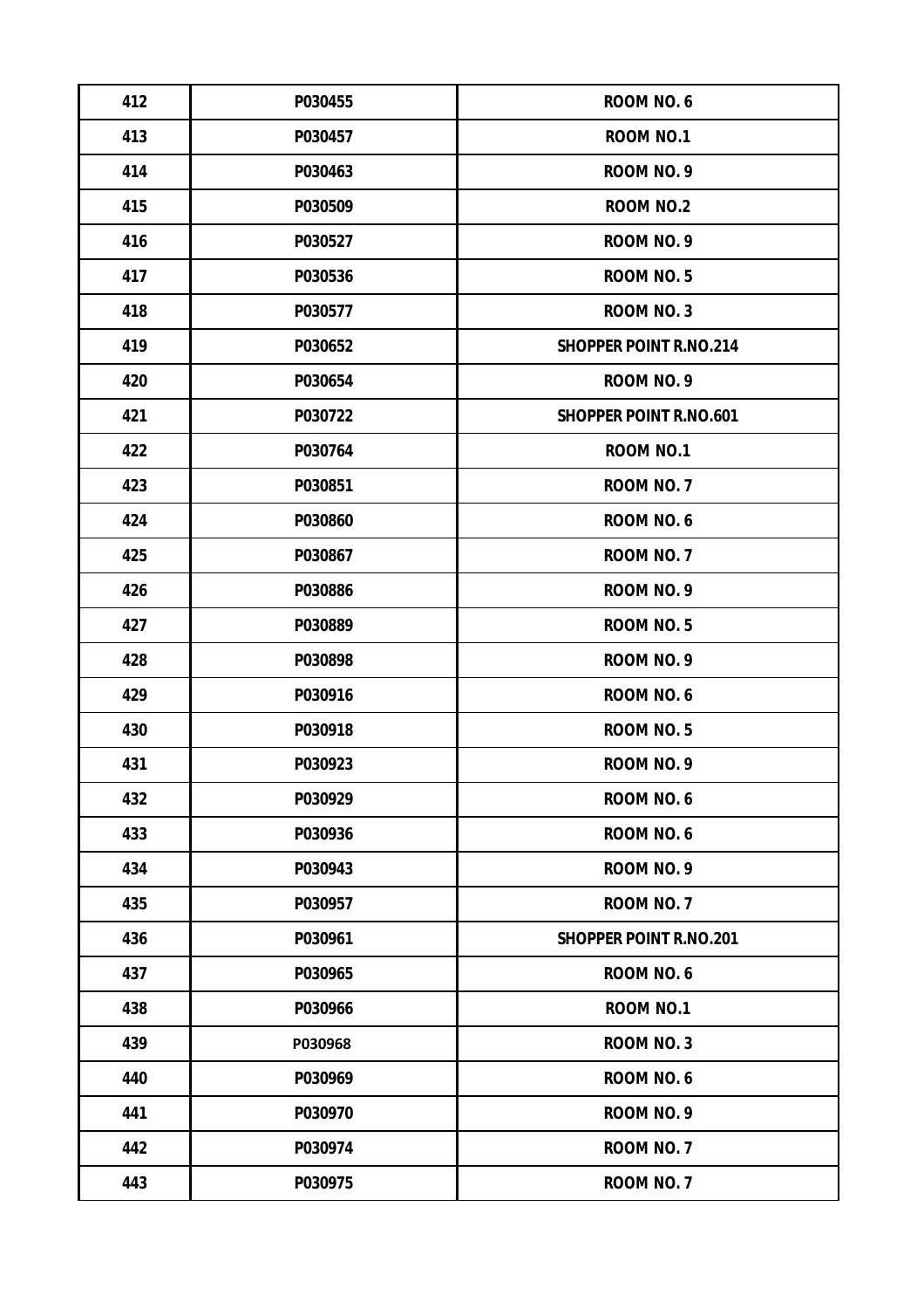| 412 | P030455 | ROOM NO. 6 |
|---|---|---|
| 413 | P030457 | ROOM NO.1 |
| 414 | P030463 | ROOM NO. 9 |
| 415 | P030509 | ROOM NO.2 |
| 416 | P030527 | ROOM NO. 9 |
| 417 | P030536 | ROOM NO. 5 |
| 418 | P030577 | ROOM NO. 3 |
| 419 | P030652 | SHOPPER POINT R.NO.214 |
| 420 | P030654 | ROOM NO. 9 |
| 421 | P030722 | SHOPPER POINT R.NO.601 |
| 422 | P030764 | ROOM NO.1 |
| 423 | P030851 | ROOM NO. 7 |
| 424 | P030860 | ROOM NO. 6 |
| 425 | P030867 | ROOM NO. 7 |
| 426 | P030886 | ROOM NO. 9 |
| 427 | P030889 | ROOM NO. 5 |
| 428 | P030898 | ROOM NO. 9 |
| 429 | P030916 | ROOM NO. 6 |
| 430 | P030918 | ROOM NO. 5 |
| 431 | P030923 | ROOM NO. 9 |
| 432 | P030929 | ROOM NO. 6 |
| 433 | P030936 | ROOM NO. 6 |
| 434 | P030943 | ROOM NO. 9 |
| 435 | P030957 | ROOM NO. 7 |
| 436 | P030961 | SHOPPER POINT R.NO.201 |
| 437 | P030965 | ROOM NO. 6 |
| 438 | P030966 | ROOM NO.1 |
| 439 | P030968 | ROOM NO. 3 |
| 440 | P030969 | ROOM NO. 6 |
| 441 | P030970 | ROOM NO. 9 |
| 442 | P030974 | ROOM NO. 7 |
| 443 | P030975 | ROOM NO. 7 |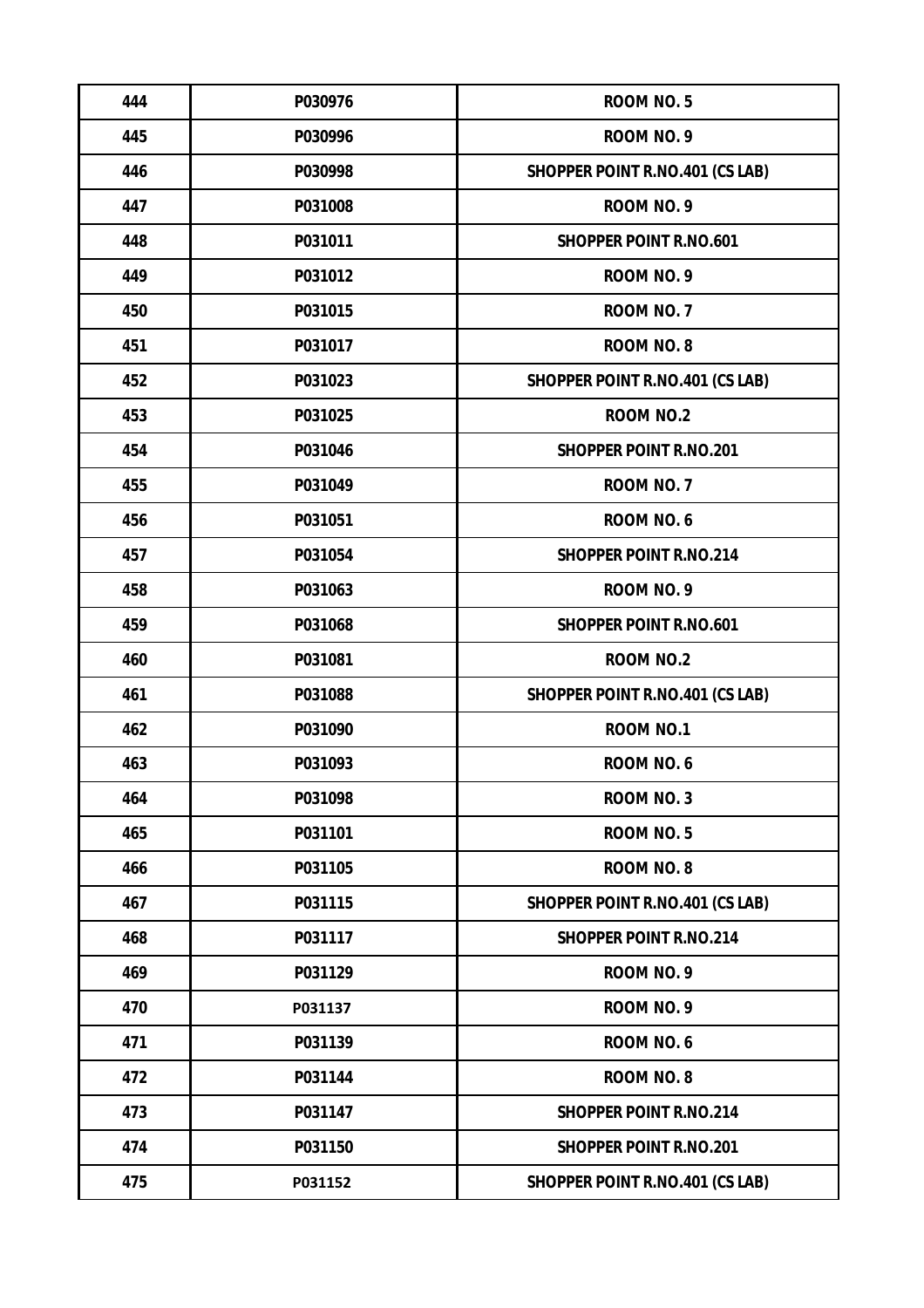| 444 | P030976 | ROOM NO. 5 |
|---|---|---|
| 445 | P030996 | ROOM NO. 9 |
| 446 | P030998 | SHOPPER POINT R.NO.401 (CS LAB) |
| 447 | P031008 | ROOM NO. 9 |
| 448 | P031011 | SHOPPER POINT R.NO.601 |
| 449 | P031012 | ROOM NO. 9 |
| 450 | P031015 | ROOM NO. 7 |
| 451 | P031017 | ROOM NO. 8 |
| 452 | P031023 | SHOPPER POINT R.NO.401 (CS LAB) |
| 453 | P031025 | ROOM NO.2 |
| 454 | P031046 | SHOPPER POINT R.NO.201 |
| 455 | P031049 | ROOM NO. 7 |
| 456 | P031051 | ROOM NO. 6 |
| 457 | P031054 | SHOPPER POINT R.NO.214 |
| 458 | P031063 | ROOM NO. 9 |
| 459 | P031068 | SHOPPER POINT R.NO.601 |
| 460 | P031081 | ROOM NO.2 |
| 461 | P031088 | SHOPPER POINT R.NO.401 (CS LAB) |
| 462 | P031090 | ROOM NO.1 |
| 463 | P031093 | ROOM NO. 6 |
| 464 | P031098 | ROOM NO. 3 |
| 465 | P031101 | ROOM NO. 5 |
| 466 | P031105 | ROOM NO. 8 |
| 467 | P031115 | SHOPPER POINT R.NO.401 (CS LAB) |
| 468 | P031117 | SHOPPER POINT R.NO.214 |
| 469 | P031129 | ROOM NO. 9 |
| 470 | P031137 | ROOM NO. 9 |
| 471 | P031139 | ROOM NO. 6 |
| 472 | P031144 | ROOM NO. 8 |
| 473 | P031147 | SHOPPER POINT R.NO.214 |
| 474 | P031150 | SHOPPER POINT R.NO.201 |
| 475 | P031152 | SHOPPER POINT R.NO.401 (CS LAB) |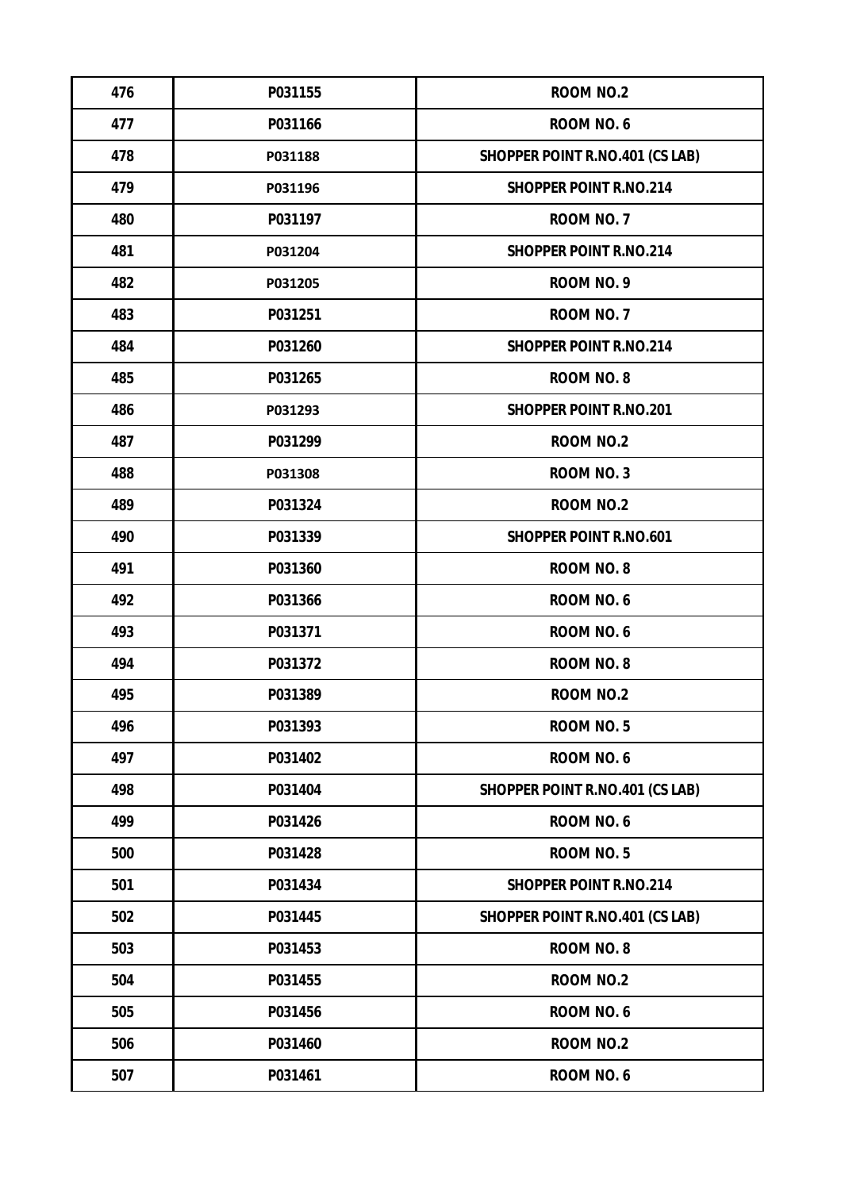| 476 | P031155 | ROOM NO.2 |
|---|---|---|
| 477 | P031166 | ROOM NO. 6 |
| 478 | P031188 | SHOPPER POINT R.NO.401 (CS LAB) |
| 479 | P031196 | SHOPPER POINT R.NO.214 |
| 480 | P031197 | ROOM NO. 7 |
| 481 | P031204 | SHOPPER POINT R.NO.214 |
| 482 | P031205 | ROOM NO. 9 |
| 483 | P031251 | ROOM NO. 7 |
| 484 | P031260 | SHOPPER POINT R.NO.214 |
| 485 | P031265 | ROOM NO. 8 |
| 486 | P031293 | SHOPPER POINT R.NO.201 |
| 487 | P031299 | ROOM NO.2 |
| 488 | P031308 | ROOM NO. 3 |
| 489 | P031324 | ROOM NO.2 |
| 490 | P031339 | SHOPPER POINT R.NO.601 |
| 491 | P031360 | ROOM NO. 8 |
| 492 | P031366 | ROOM NO. 6 |
| 493 | P031371 | ROOM NO. 6 |
| 494 | P031372 | ROOM NO. 8 |
| 495 | P031389 | ROOM NO.2 |
| 496 | P031393 | ROOM NO. 5 |
| 497 | P031402 | ROOM NO. 6 |
| 498 | P031404 | SHOPPER POINT R.NO.401 (CS LAB) |
| 499 | P031426 | ROOM NO. 6 |
| 500 | P031428 | ROOM NO. 5 |
| 501 | P031434 | SHOPPER POINT R.NO.214 |
| 502 | P031445 | SHOPPER POINT R.NO.401 (CS LAB) |
| 503 | P031453 | ROOM NO. 8 |
| 504 | P031455 | ROOM NO.2 |
| 505 | P031456 | ROOM NO. 6 |
| 506 | P031460 | ROOM NO.2 |
| 507 | P031461 | ROOM NO. 6 |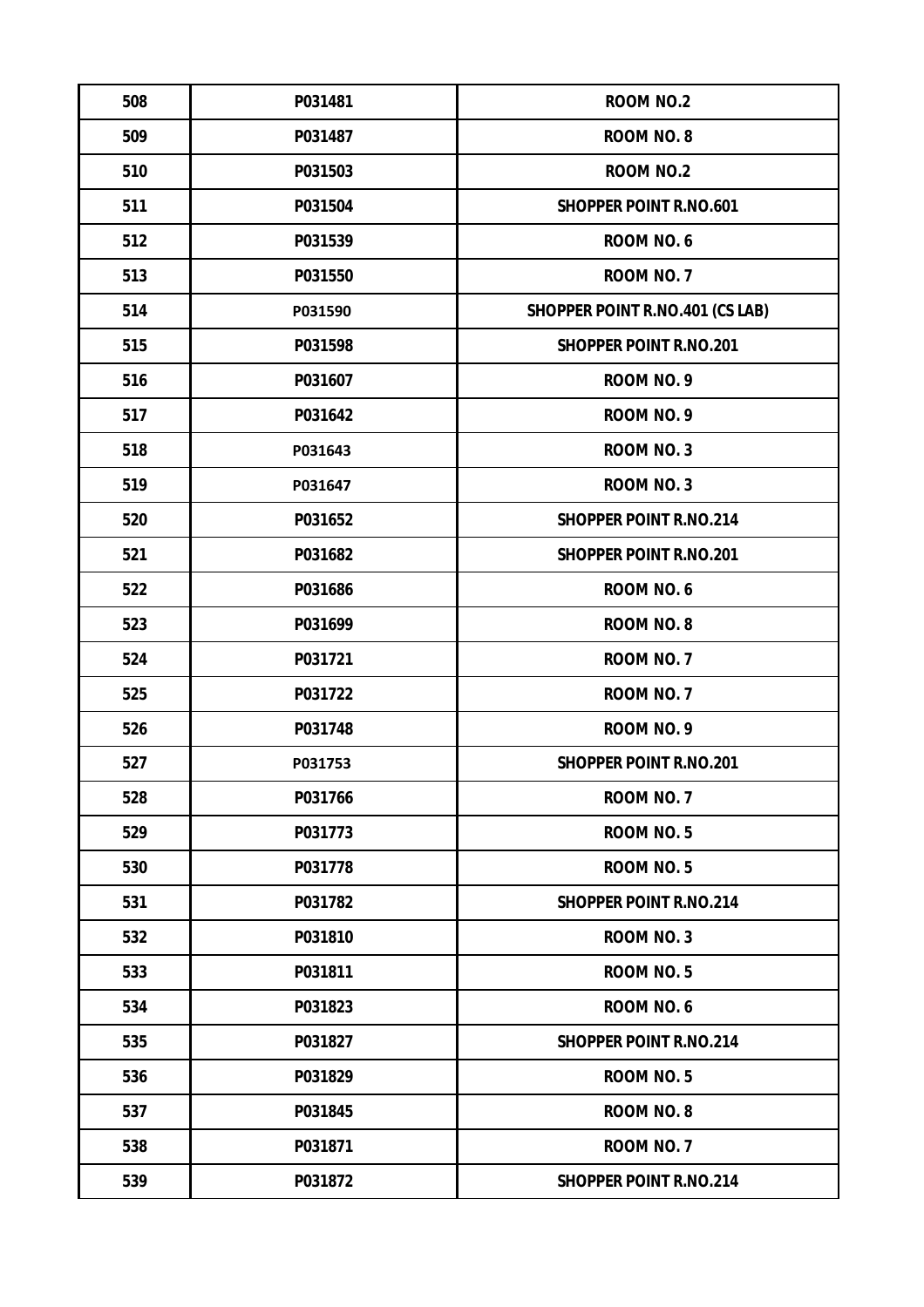| 508 | P031481 | ROOM NO.2 |
|---|---|---|
| 509 | P031487 | ROOM NO. 8 |
| 510 | P031503 | ROOM NO.2 |
| 511 | P031504 | SHOPPER POINT R.NO.601 |
| 512 | P031539 | ROOM NO. 6 |
| 513 | P031550 | ROOM NO. 7 |
| 514 | P031590 | SHOPPER POINT R.NO.401 (CS LAB) |
| 515 | P031598 | SHOPPER POINT R.NO.201 |
| 516 | P031607 | ROOM NO. 9 |
| 517 | P031642 | ROOM NO. 9 |
| 518 | P031643 | ROOM NO. 3 |
| 519 | P031647 | ROOM NO. 3 |
| 520 | P031652 | SHOPPER POINT R.NO.214 |
| 521 | P031682 | SHOPPER POINT R.NO.201 |
| 522 | P031686 | ROOM NO. 6 |
| 523 | P031699 | ROOM NO. 8 |
| 524 | P031721 | ROOM NO. 7 |
| 525 | P031722 | ROOM NO. 7 |
| 526 | P031748 | ROOM NO. 9 |
| 527 | P031753 | SHOPPER POINT R.NO.201 |
| 528 | P031766 | ROOM NO. 7 |
| 529 | P031773 | ROOM NO. 5 |
| 530 | P031778 | ROOM NO. 5 |
| 531 | P031782 | SHOPPER POINT R.NO.214 |
| 532 | P031810 | ROOM NO. 3 |
| 533 | P031811 | ROOM NO. 5 |
| 534 | P031823 | ROOM NO. 6 |
| 535 | P031827 | SHOPPER POINT R.NO.214 |
| 536 | P031829 | ROOM NO. 5 |
| 537 | P031845 | ROOM NO. 8 |
| 538 | P031871 | ROOM NO. 7 |
| 539 | P031872 | SHOPPER POINT R.NO.214 |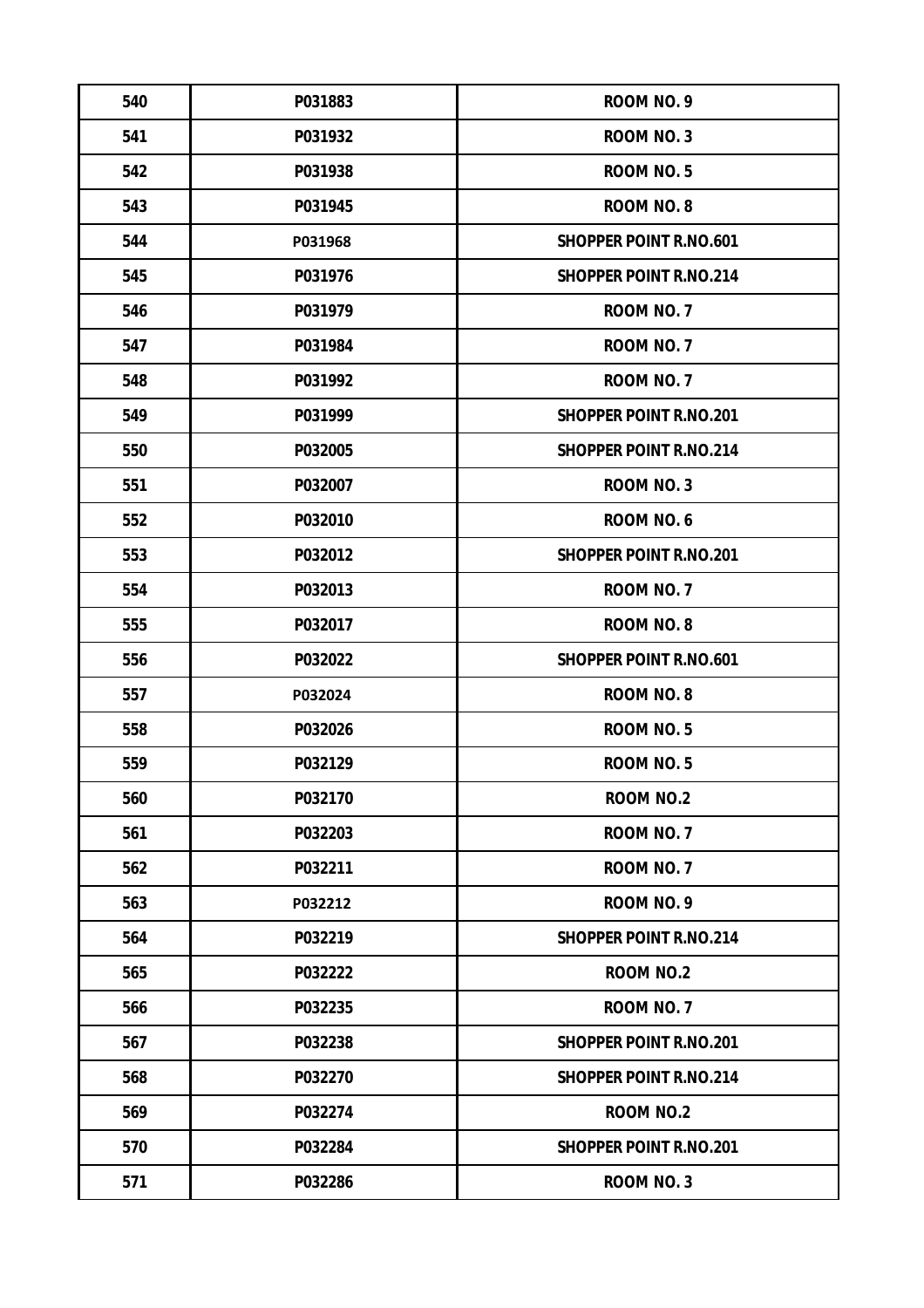| 540 | P031883 | ROOM NO. 9 |
|---|---|---|
| 541 | P031932 | ROOM NO. 3 |
| 542 | P031938 | ROOM NO. 5 |
| 543 | P031945 | ROOM NO. 8 |
| 544 | P031968 | SHOPPER POINT R.NO.601 |
| 545 | P031976 | SHOPPER POINT R.NO.214 |
| 546 | P031979 | ROOM NO. 7 |
| 547 | P031984 | ROOM NO. 7 |
| 548 | P031992 | ROOM NO. 7 |
| 549 | P031999 | SHOPPER POINT R.NO.201 |
| 550 | P032005 | SHOPPER POINT R.NO.214 |
| 551 | P032007 | ROOM NO. 3 |
| 552 | P032010 | ROOM NO. 6 |
| 553 | P032012 | SHOPPER POINT R.NO.201 |
| 554 | P032013 | ROOM NO. 7 |
| 555 | P032017 | ROOM NO. 8 |
| 556 | P032022 | SHOPPER POINT R.NO.601 |
| 557 | P032024 | ROOM NO. 8 |
| 558 | P032026 | ROOM NO. 5 |
| 559 | P032129 | ROOM NO. 5 |
| 560 | P032170 | ROOM NO.2 |
| 561 | P032203 | ROOM NO. 7 |
| 562 | P032211 | ROOM NO. 7 |
| 563 | P032212 | ROOM NO. 9 |
| 564 | P032219 | SHOPPER POINT R.NO.214 |
| 565 | P032222 | ROOM NO.2 |
| 566 | P032235 | ROOM NO. 7 |
| 567 | P032238 | SHOPPER POINT R.NO.201 |
| 568 | P032270 | SHOPPER POINT R.NO.214 |
| 569 | P032274 | ROOM NO.2 |
| 570 | P032284 | SHOPPER POINT R.NO.201 |
| 571 | P032286 | ROOM NO. 3 |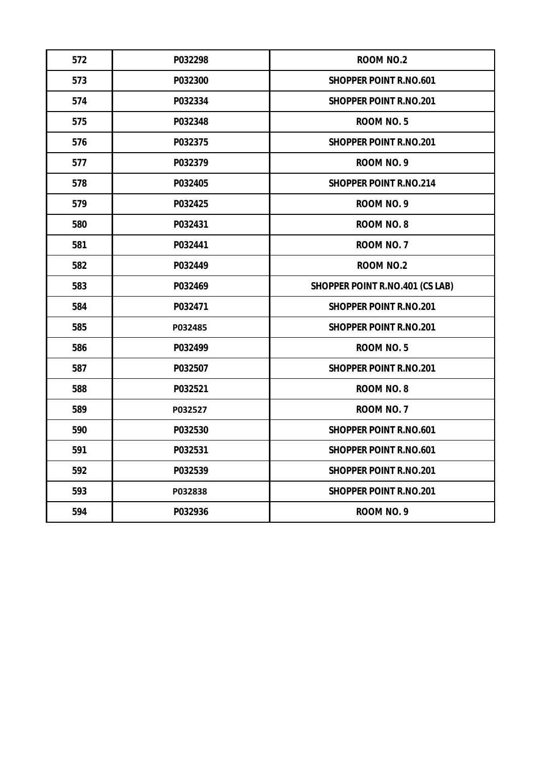| | | |
|---|---|---|
| 572 | P032298 | ROOM NO.2 |
| 573 | P032300 | SHOPPER POINT R.NO.601 |
| 574 | P032334 | SHOPPER POINT R.NO.201 |
| 575 | P032348 | ROOM NO. 5 |
| 576 | P032375 | SHOPPER POINT R.NO.201 |
| 577 | P032379 | ROOM NO. 9 |
| 578 | P032405 | SHOPPER POINT R.NO.214 |
| 579 | P032425 | ROOM NO. 9 |
| 580 | P032431 | ROOM NO. 8 |
| 581 | P032441 | ROOM NO. 7 |
| 582 | P032449 | ROOM NO.2 |
| 583 | P032469 | SHOPPER POINT R.NO.401 (CS LAB) |
| 584 | P032471 | SHOPPER POINT R.NO.201 |
| 585 | P032485 | SHOPPER POINT R.NO.201 |
| 586 | P032499 | ROOM NO. 5 |
| 587 | P032507 | SHOPPER POINT R.NO.201 |
| 588 | P032521 | ROOM NO. 8 |
| 589 | P032527 | ROOM NO. 7 |
| 590 | P032530 | SHOPPER POINT R.NO.601 |
| 591 | P032531 | SHOPPER POINT R.NO.601 |
| 592 | P032539 | SHOPPER POINT R.NO.201 |
| 593 | P032838 | SHOPPER POINT R.NO.201 |
| 594 | P032936 | ROOM NO. 9 |